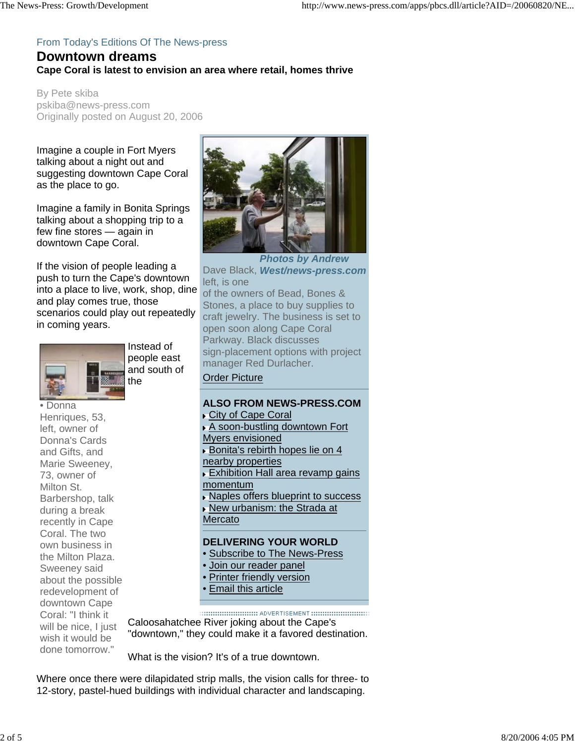From Today's Editions Of The News-press

# Downtown dreams

**Cape Coral is latest to envision an area where retail, homes thrive**

By Pete skiba
pskiba@news-press.com
Originally posted on August 20, 2006

Imagine a couple in Fort Myers talking about a night out and suggesting downtown Cape Coral as the place to go.

Imagine a family in Bonita Springs talking about a shopping trip to a few fine stores — again in downtown Cape Coral.

If the vision of people leading a push to turn the Cape's downtown into a place to live, work, shop, dine and play comes true, those scenarios could play out repeatedly in coming years.

• Donna Henriques, 53, left, owner of Donna's Cards and Gifts, and Marie Sweeney, 73, owner of Milton St. Barbershop, talk during a break recently in Cape Coral. The two own business in the Milton Plaza. Sweeney said about the possible redevelopment of downtown Cape Coral: "I think it will be nice, I just wish it would be done tomorrow."

Instead of people east and south of the Caloosahatchee River joking about the Cape's "downtown," they could make it a favored destination.

What is the vision? It's of a true downtown.

Where once there were dilapidated strip malls, the vision calls for three- to 12-story, pastel-hued buildings with individual character and landscaping.

***Photos by Andrew West/news-press.com***

Dave Black, left, is one of the owners of Bead, Bones & Stones, a place to buy supplies to craft jewelry. The business is set to open soon along Cape Coral Parkway. Black discusses sign-placement options with project manager Red Durlacher.

Order Picture

**ALSO FROM NEWS-PRESS.COM**

- City of Cape Coral
- A soon-bustling downtown Fort Myers envisioned
- Bonita's rebirth hopes lie on 4 nearby properties
- Exhibition Hall area revamp gains momentum
- Naples offers blueprint to success
- New urbanism: the Strada at Mercato

**DELIVERING YOUR WORLD**

- Subscribe to The News-Press
- Join our reader panel
- Printer friendly version
- Email this article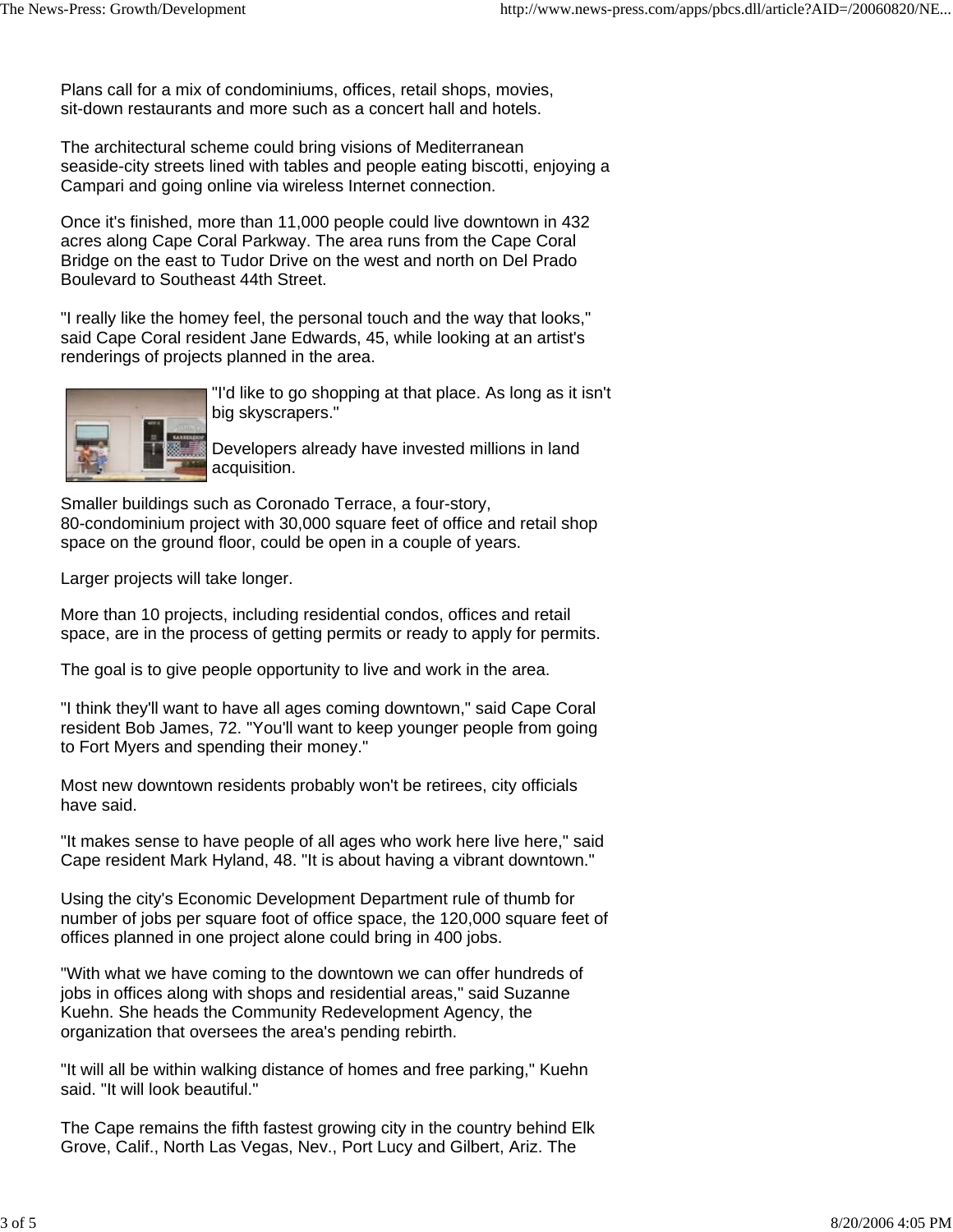Plans call for a mix of condominiums, offices, retail shops, movies, sit-down restaurants and more such as a concert hall and hotels.

The architectural scheme could bring visions of Mediterranean seaside-city streets lined with tables and people eating biscotti, enjoying a Campari and going online via wireless Internet connection.

Once it's finished, more than 11,000 people could live downtown in 432 acres along Cape Coral Parkway. The area runs from the Cape Coral Bridge on the east to Tudor Drive on the west and north on Del Prado Boulevard to Southeast 44th Street.

"I really like the homey feel, the personal touch and the way that looks," said Cape Coral resident Jane Edwards, 45, while looking at an artist's renderings of projects planned in the area.

"I'd like to go shopping at that place. As long as it isn't big skyscrapers."

Developers already have invested millions in land acquisition.

Smaller buildings such as Coronado Terrace, a four-story, 80-condominium project with 30,000 square feet of office and retail shop space on the ground floor, could be open in a couple of years.

Larger projects will take longer.

More than 10 projects, including residential condos, offices and retail space, are in the process of getting permits or ready to apply for permits.

The goal is to give people opportunity to live and work in the area.

"I think they'll want to have all ages coming downtown," said Cape Coral resident Bob James, 72. "You'll want to keep younger people from going to Fort Myers and spending their money."

Most new downtown residents probably won't be retirees, city officials have said.

"It makes sense to have people of all ages who work here live here," said Cape resident Mark Hyland, 48. "It is about having a vibrant downtown."

Using the city's Economic Development Department rule of thumb for number of jobs per square foot of office space, the 120,000 square feet of offices planned in one project alone could bring in 400 jobs.

"With what we have coming to the downtown we can offer hundreds of jobs in offices along with shops and residential areas," said Suzanne Kuehn. She heads the Community Redevelopment Agency, the organization that oversees the area's pending rebirth.

"It will all be within walking distance of homes and free parking," Kuehn said. "It will look beautiful."

The Cape remains the fifth fastest growing city in the country behind Elk Grove, Calif., North Las Vegas, Nev., Port Lucy and Gilbert, Ariz. The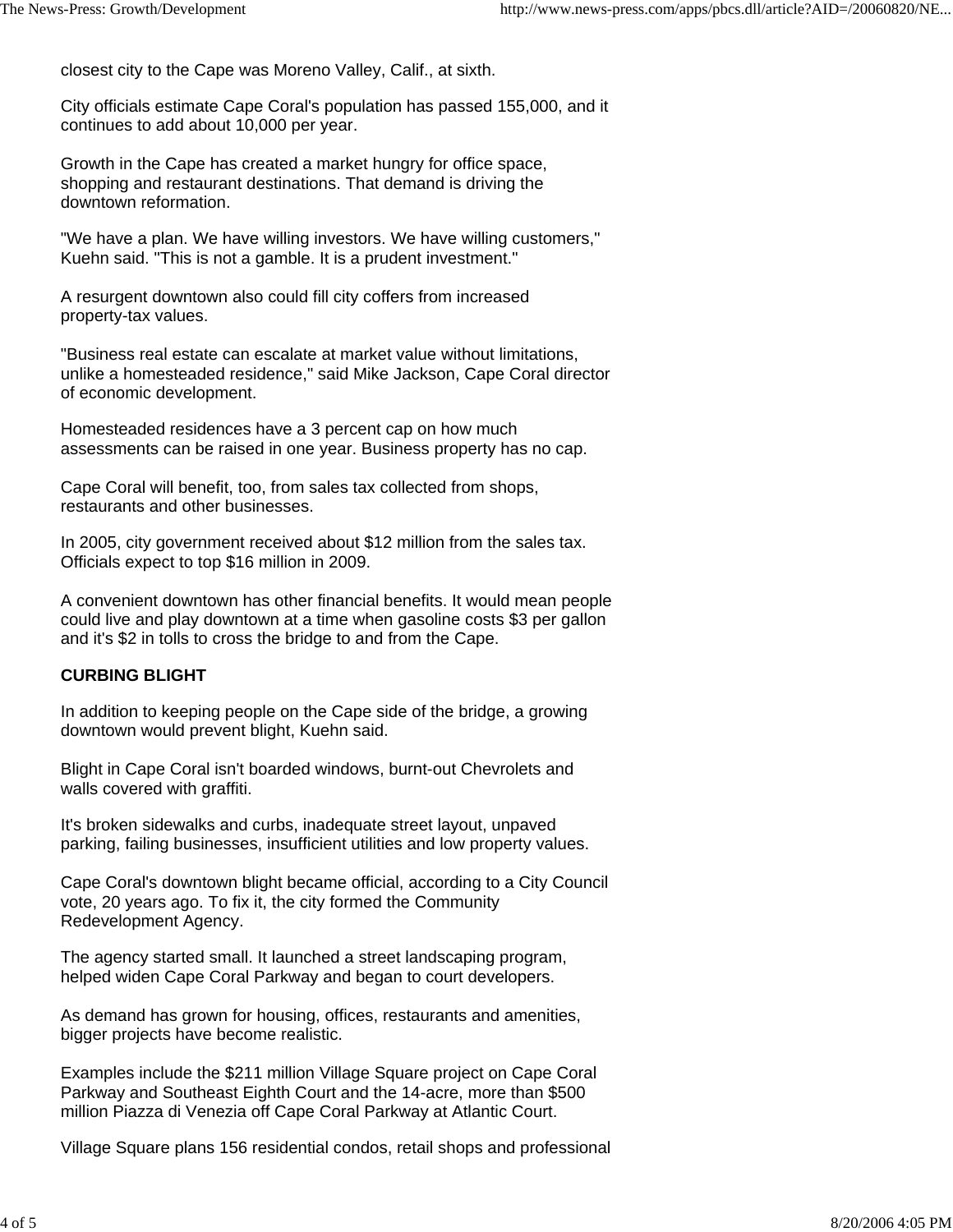closest city to the Cape was Moreno Valley, Calif., at sixth.

City officials estimate Cape Coral's population has passed 155,000, and it continues to add about 10,000 per year.

Growth in the Cape has created a market hungry for office space, shopping and restaurant destinations. That demand is driving the downtown reformation.

"We have a plan. We have willing investors. We have willing customers," Kuehn said. "This is not a gamble. It is a prudent investment."

A resurgent downtown also could fill city coffers from increased property-tax values.

"Business real estate can escalate at market value without limitations, unlike a homesteaded residence," said Mike Jackson, Cape Coral director of economic development.

Homesteaded residences have a 3 percent cap on how much assessments can be raised in one year. Business property has no cap.

Cape Coral will benefit, too, from sales tax collected from shops, restaurants and other businesses.

In 2005, city government received about $12 million from the sales tax. Officials expect to top $16 million in 2009.

A convenient downtown has other financial benefits. It would mean people could live and play downtown at a time when gasoline costs $3 per gallon and it's $2 in tolls to cross the bridge to and from the Cape.

**CURBING BLIGHT**

In addition to keeping people on the Cape side of the bridge, a growing downtown would prevent blight, Kuehn said.

Blight in Cape Coral isn't boarded windows, burnt-out Chevrolets and walls covered with graffiti.

It's broken sidewalks and curbs, inadequate street layout, unpaved parking, failing businesses, insufficient utilities and low property values.

Cape Coral's downtown blight became official, according to a City Council vote, 20 years ago. To fix it, the city formed the Community Redevelopment Agency.

The agency started small. It launched a street landscaping program, helped widen Cape Coral Parkway and began to court developers.

As demand has grown for housing, offices, restaurants and amenities, bigger projects have become realistic.

Examples include the $211 million Village Square project on Cape Coral Parkway and Southeast Eighth Court and the 14-acre, more than $500 million Piazza di Venezia off Cape Coral Parkway at Atlantic Court.

Village Square plans 156 residential condos, retail shops and professional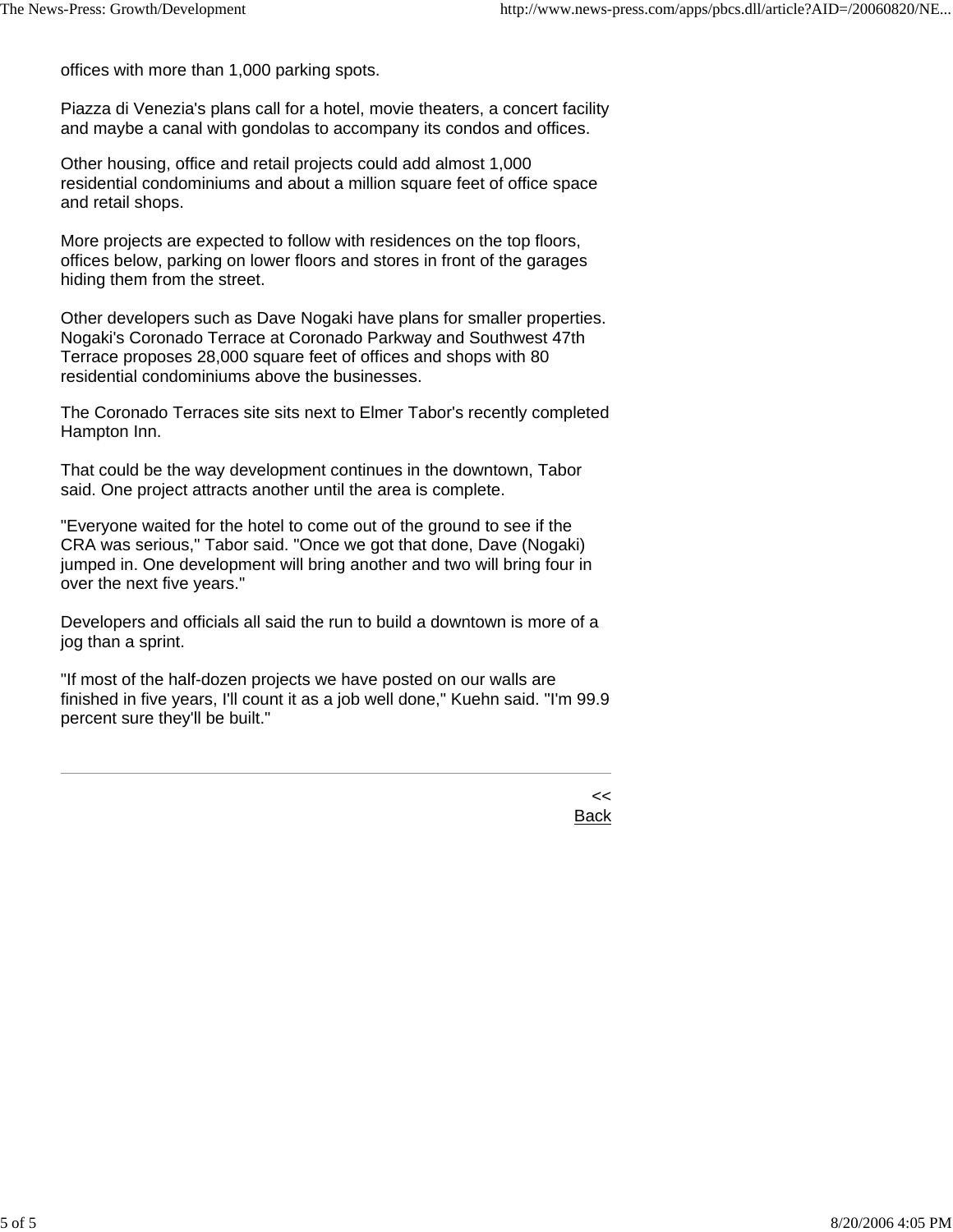offices with more than 1,000 parking spots.

Piazza di Venezia's plans call for a hotel, movie theaters, a concert facility and maybe a canal with gondolas to accompany its condos and offices.

Other housing, office and retail projects could add almost 1,000 residential condominiums and about a million square feet of office space and retail shops.

More projects are expected to follow with residences on the top floors, offices below, parking on lower floors and stores in front of the garages hiding them from the street.

Other developers such as Dave Nogaki have plans for smaller properties. Nogaki's Coronado Terrace at Coronado Parkway and Southwest 47th Terrace proposes 28,000 square feet of offices and shops with 80 residential condominiums above the businesses.

The Coronado Terraces site sits next to Elmer Tabor's recently completed Hampton Inn.

That could be the way development continues in the downtown, Tabor said. One project attracts another until the area is complete.

"Everyone waited for the hotel to come out of the ground to see if the CRA was serious," Tabor said. "Once we got that done, Dave (Nogaki) jumped in. One development will bring another and two will bring four in over the next five years."

Developers and officials all said the run to build a downtown is more of a jog than a sprint.

"If most of the half-dozen projects we have posted on our walls are finished in five years, I'll count it as a job well done," Kuehn said. "I'm 99.9 percent sure they'll be built."

---

<< Back